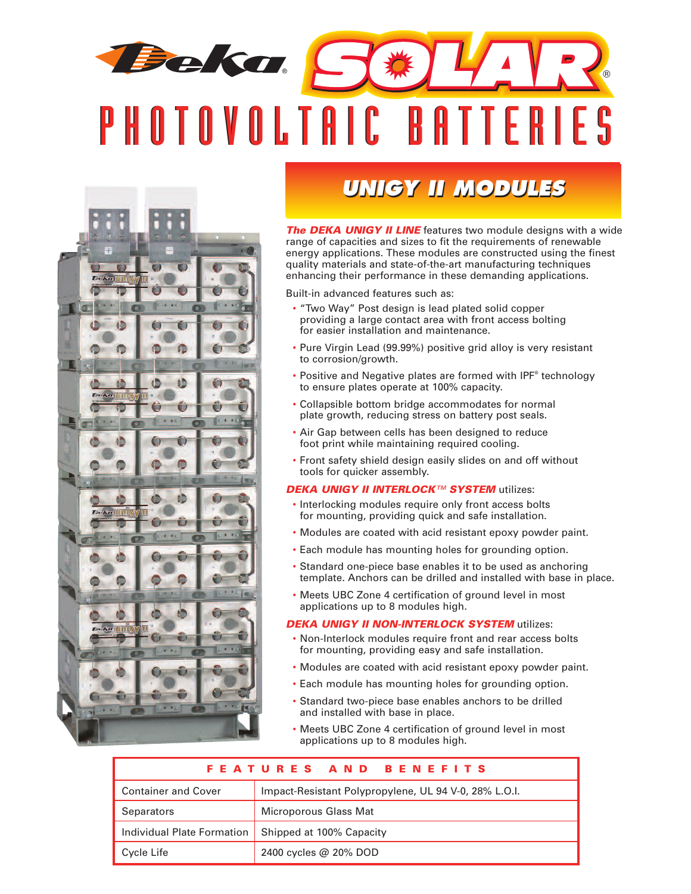# Deka® SOLAR®

# PHOTOVOLTAIC BATTERIES

## UNIGY II MODULES

***The DEKA UNIGY II LINE*** features two module designs with a wide range of capacities and sizes to fit the requirements of renewable energy applications. These modules are constructed using the finest quality materials and state-of-the-art manufacturing techniques enhancing their performance in these demanding applications.

Built-in advanced features such as:

- "Two Way" Post design is lead plated solid copper providing a large contact area with front access bolting for easier installation and maintenance.
- Pure Virgin Lead (99.99%) positive grid alloy is very resistant to corrosion/growth.
- Positive and Negative plates are formed with IPF® technology to ensure plates operate at 100% capacity.
- Collapsible bottom bridge accommodates for normal plate growth, reducing stress on battery post seals.
- Air Gap between cells has been designed to reduce foot print while maintaining required cooling.
- Front safety shield design easily slides on and off without tools for quicker assembly.

***DEKA UNIGY II INTERLOCK™ SYSTEM*** utilizes:

- Interlocking modules require only front access bolts for mounting, providing quick and safe installation.
- Modules are coated with acid resistant epoxy powder paint.
- Each module has mounting holes for grounding option.
- Standard one-piece base enables it to be used as anchoring template. Anchors can be drilled and installed with base in place.
- Meets UBC Zone 4 certification of ground level in most applications up to 8 modules high.

***DEKA UNIGY II NON-INTERLOCK SYSTEM*** utilizes:

- Non-Interlock modules require front and rear access bolts for mounting, providing easy and safe installation.
- Modules are coated with acid resistant epoxy powder paint.
- Each module has mounting holes for grounding option.
- Standard two-piece base enables anchors to be drilled and installed with base in place.
- Meets UBC Zone 4 certification of ground level in most applications up to 8 modules high.

| FEATURES AND BENEFITS | |
|---|---|
| Container and Cover | Impact-Resistant Polypropylene, UL 94 V-0, 28% L.O.I. |
| Separators | Microporous Glass Mat |
| Individual Plate Formation | Shipped at 100% Capacity |
| Cycle Life | 2400 cycles @ 20% DOD |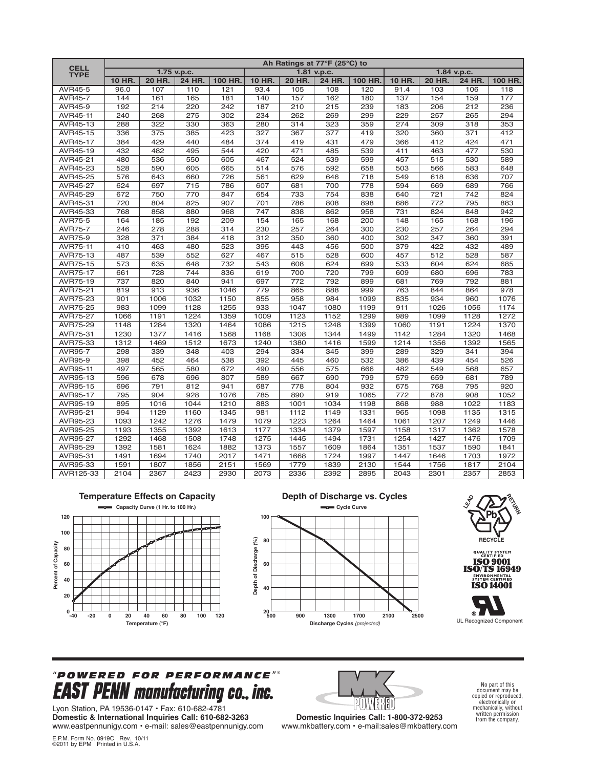| CELL TYPE | Ah Ratings at 77°F (25°C) to | | | | | | | | | | | |
|---|---|---|---|---|---|---|---|---|---|---|---|---|
| | 1.75 v.p.c. | | | | 1.81 v.p.c. | | | | 1.84 v.p.c. | | | |
| | 10 HR. | 20 HR. | 24 HR. | 100 HR. | 10 HR. | 20 HR. | 24 HR. | 100 HR. | 10 HR. | 20 HR. | 24 HR. | 100 HR. |
| AVR45-5 | 96.0 | 107 | 110 | 121 | 93.4 | 105 | 108 | 120 | 91.4 | 103 | 106 | 118 |
| AVR45-7 | 144 | 161 | 165 | 181 | 140 | 157 | 162 | 180 | 137 | 154 | 159 | 177 |
| AVR45-9 | 192 | 214 | 220 | 242 | 187 | 210 | 215 | 239 | 183 | 206 | 212 | 236 |
| AVR45-11 | 240 | 268 | 275 | 302 | 234 | 262 | 269 | 299 | 229 | 257 | 265 | 294 |
| AVR45-13 | 288 | 322 | 330 | 363 | 280 | 314 | 323 | 359 | 274 | 309 | 318 | 353 |
| AVR45-15 | 336 | 375 | 385 | 423 | 327 | 367 | 377 | 419 | 320 | 360 | 371 | 412 |
| AVR45-17 | 384 | 429 | 440 | 484 | 374 | 419 | 431 | 479 | 366 | 412 | 424 | 471 |
| AVR45-19 | 432 | 482 | 495 | 544 | 420 | 471 | 485 | 539 | 411 | 463 | 477 | 530 |
| AVR45-21 | 480 | 536 | 550 | 605 | 467 | 524 | 539 | 599 | 457 | 515 | 530 | 589 |
| AVR45-23 | 528 | 590 | 605 | 665 | 514 | 576 | 592 | 658 | 503 | 566 | 583 | 648 |
| AVR45-25 | 576 | 643 | 660 | 726 | 561 | 629 | 646 | 718 | 549 | 618 | 636 | 707 |
| AVR45-27 | 624 | 697 | 715 | 786 | 607 | 681 | 700 | 778 | 594 | 669 | 689 | 766 |
| AVR45-29 | 672 | 750 | 770 | 847 | 654 | 733 | 754 | 838 | 640 | 721 | 742 | 824 |
| AVR45-31 | 720 | 804 | 825 | 907 | 701 | 786 | 808 | 898 | 686 | 772 | 795 | 883 |
| AVR45-33 | 768 | 858 | 880 | 968 | 747 | 838 | 862 | 958 | 731 | 824 | 848 | 942 |
| AVR75-5 | 164 | 185 | 192 | 209 | 154 | 165 | 168 | 200 | 148 | 165 | 168 | 196 |
| AVR75-7 | 246 | 278 | 288 | 314 | 230 | 257 | 264 | 300 | 230 | 257 | 264 | 294 |
| AVR75-9 | 328 | 371 | 384 | 418 | 312 | 350 | 360 | 400 | 302 | 347 | 360 | 391 |
| AVR75-11 | 410 | 463 | 480 | 523 | 395 | 443 | 456 | 500 | 379 | 422 | 432 | 489 |
| AVR75-13 | 487 | 539 | 552 | 627 | 467 | 515 | 528 | 600 | 457 | 512 | 528 | 587 |
| AVR75-15 | 573 | 635 | 648 | 732 | 543 | 608 | 624 | 699 | 533 | 604 | 624 | 685 |
| AVR75-17 | 661 | 728 | 744 | 836 | 619 | 700 | 720 | 799 | 609 | 680 | 696 | 783 |
| AVR75-19 | 737 | 820 | 840 | 941 | 697 | 772 | 792 | 899 | 681 | 769 | 792 | 881 |
| AVR75-21 | 819 | 913 | 936 | 1046 | 779 | 865 | 888 | 999 | 763 | 844 | 864 | 978 |
| AVR75-23 | 901 | 1006 | 1032 | 1150 | 855 | 958 | 984 | 1099 | 835 | 934 | 960 | 1076 |
| AVR75-25 | 983 | 1099 | 1128 | 1255 | 933 | 1047 | 1080 | 1199 | 911 | 1026 | 1056 | 1174 |
| AVR75-27 | 1066 | 1191 | 1224 | 1359 | 1009 | 1123 | 1152 | 1299 | 989 | 1099 | 1128 | 1272 |
| AVR75-29 | 1148 | 1284 | 1320 | 1464 | 1086 | 1215 | 1248 | 1399 | 1060 | 1191 | 1224 | 1370 |
| AVR75-31 | 1230 | 1377 | 1416 | 1568 | 1168 | 1308 | 1344 | 1499 | 1142 | 1284 | 1320 | 1468 |
| AVR75-33 | 1312 | 1469 | 1512 | 1673 | 1240 | 1380 | 1416 | 1599 | 1214 | 1356 | 1392 | 1565 |
| AVR95-7 | 298 | 339 | 348 | 403 | 294 | 334 | 345 | 399 | 289 | 329 | 341 | 394 |
| AVR95-9 | 398 | 452 | 464 | 538 | 392 | 445 | 460 | 532 | 386 | 439 | 454 | 526 |
| AVR95-11 | 497 | 565 | 580 | 672 | 490 | 556 | 575 | 666 | 482 | 549 | 568 | 657 |
| AVR95-13 | 596 | 678 | 696 | 807 | 589 | 667 | 690 | 799 | 579 | 659 | 681 | 789 |
| AVR95-15 | 696 | 791 | 812 | 941 | 687 | 778 | 804 | 932 | 675 | 768 | 795 | 920 |
| AVR95-17 | 795 | 904 | 928 | 1076 | 785 | 890 | 919 | 1065 | 772 | 878 | 908 | 1052 |
| AVR95-19 | 895 | 1016 | 1044 | 1210 | 883 | 1001 | 1034 | 1198 | 868 | 988 | 1022 | 1183 |
| AVR95-21 | 994 | 1129 | 1160 | 1345 | 981 | 1112 | 1149 | 1331 | 965 | 1098 | 1135 | 1315 |
| AVR95-23 | 1093 | 1242 | 1276 | 1479 | 1079 | 1223 | 1264 | 1464 | 1061 | 1207 | 1249 | 1446 |
| AVR95-25 | 1193 | 1355 | 1392 | 1613 | 1177 | 1334 | 1379 | 1597 | 1158 | 1317 | 1362 | 1578 |
| AVR95-27 | 1292 | 1468 | 1508 | 1748 | 1275 | 1445 | 1494 | 1731 | 1254 | 1427 | 1476 | 1709 |
| AVR95-29 | 1392 | 1581 | 1624 | 1882 | 1373 | 1557 | 1609 | 1864 | 1351 | 1537 | 1590 | 1841 |
| AVR95-31 | 1491 | 1694 | 1740 | 2017 | 1471 | 1668 | 1724 | 1997 | 1447 | 1646 | 1703 | 1972 |
| AVR95-33 | 1591 | 1807 | 1856 | 2151 | 1569 | 1779 | 1839 | 2130 | 1544 | 1756 | 1817 | 2104 |
| AVR125-33 | 2104 | 2367 | 2423 | 2930 | 2073 | 2336 | 2392 | 2895 | 2043 | 2301 | 2357 | 2853 |

**Temperature Effects on Capacity**

Capacity Curve (1 Hr. to 100 Hr.)

Percent of Capacity

0
20
40
60
80
100
120

-40 -20 0 20 40 60 80 100 120

Temperature (°F)

**Depth of Discharge vs. Cycles**

Cycle Curve

Depth of Discharge (%)

20
40
60
80
100

500 900 1300 1700 2100 2500

Discharge Cycles *(projected)*

LEAD RETURN

Pb

RECYCLE

QUALITY SYSTEM CERTIFIED
ISO 9001
ISO/TS 16949
ENVIRONMENTAL SYSTEM CERTIFIED
ISO 14001

UL Recognized Component

***"POWERED FOR PERFORMANCE"®***

**EAST PENN manufacturing co., inc.**

Lyon Station, PA 19536-0147 • Fax: 610-682-4781
**Domestic & International Inquiries Call: 610-682-3263**
www.eastpennunigy.com • e-mail: sales@eastpennunigy.com

MK POWERED

**Domestic Inquiries Call: 1-800-372-9253**
www.mkbattery.com • e-mail:sales@mkbattery.com

No part of this document may be copied or reproduced, electronically or mechanically, without written permission from the company.

E.P.M. Form No. 0919C Rev. 10/11
©2011 by EPM Printed in U.S.A.